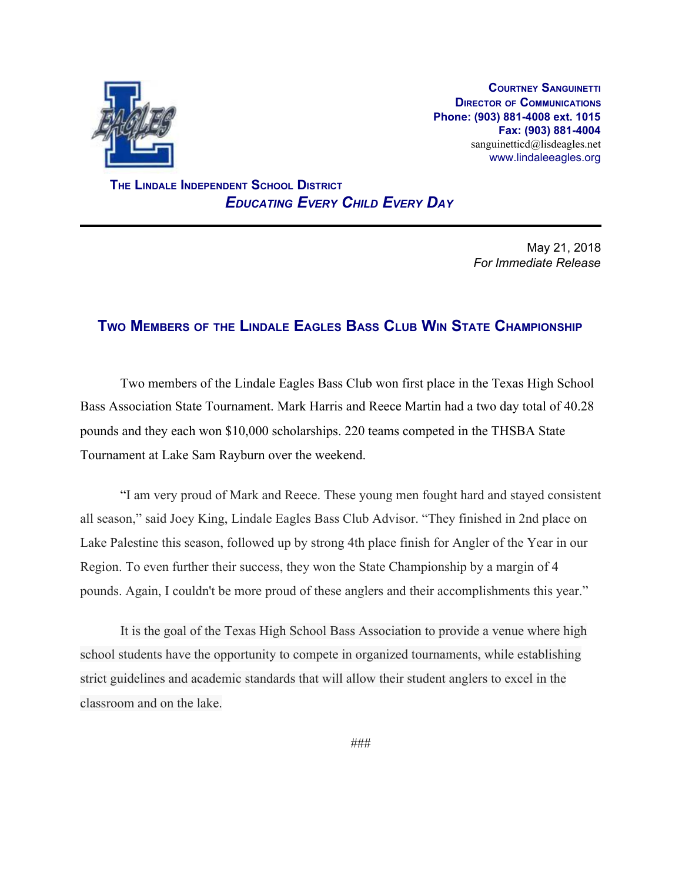**Courtney Sanguinetti**
**Director of Communications**
**Phone: (903) 881-4008 ext. 1015**
**Fax: (903) 881-4004**
sanguinetticd@lisdeagles.net
www.lindaleeagles.org

**The Lindale Independent School District**
***Educating Every Child Every Day***

---

May 21, 2018
*For Immediate Release*

## Two Members of the Lindale Eagles Bass Club Win State Championship

Two members of the Lindale Eagles Bass Club won first place in the Texas High School Bass Association State Tournament. Mark Harris and Reece Martin had a two day total of 40.28 pounds and they each won $10,000 scholarships. 220 teams competed in the THSBA State Tournament at Lake Sam Rayburn over the weekend.

"I am very proud of Mark and Reece. These young men fought hard and stayed consistent all season," said Joey King, Lindale Eagles Bass Club Advisor. "They finished in 2nd place on Lake Palestine this season, followed up by strong 4th place finish for Angler of the Year in our Region. To even further their success, they won the State Championship by a margin of 4 pounds. Again, I couldn't be more proud of these anglers and their accomplishments this year."

It is the goal of the Texas High School Bass Association to provide a venue where high school students have the opportunity to compete in organized tournaments, while establishing strict guidelines and academic standards that will allow their student anglers to excel in the classroom and on the lake.

###